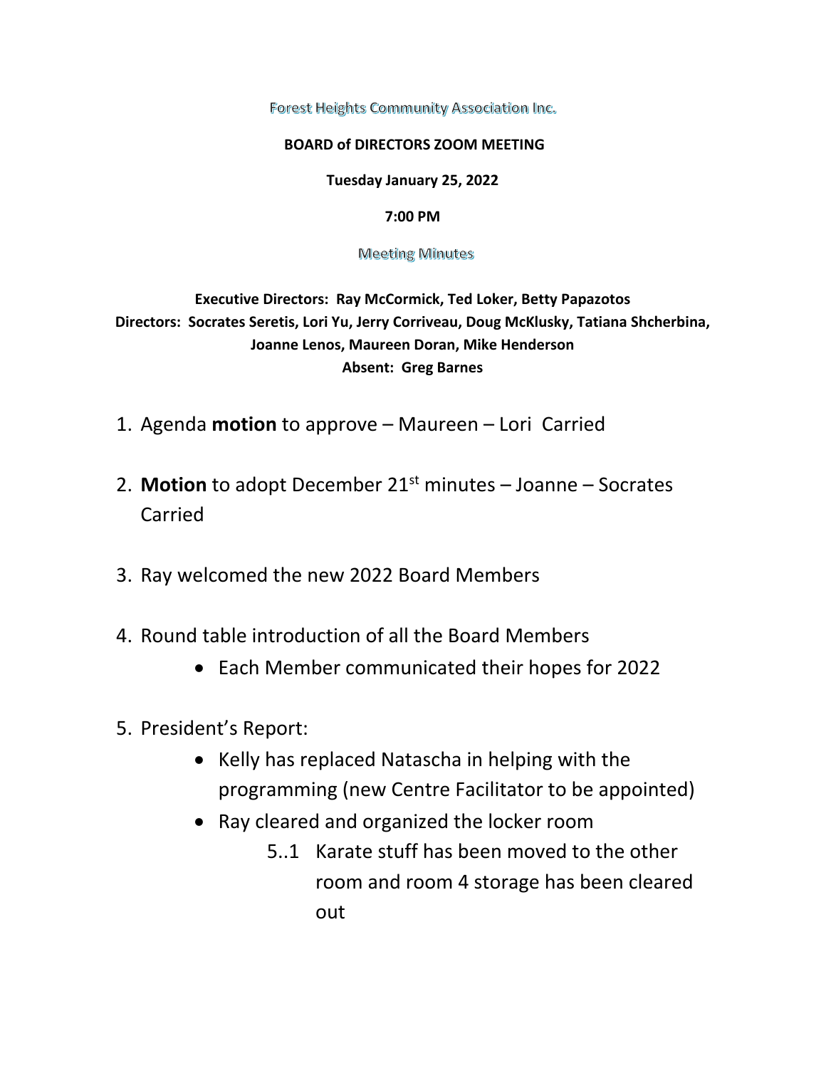Forest Heights Community Association Inc.

**BOARD of DIRECTORS ZOOM MEETING**

**Tuesday January 25, 2022**

**7:00 PM**

Meeting Minutes

**Executive Directors: Ray McCormick, Ted Loker, Betty Papazotos**
**Directors: Socrates Seretis, Lori Yu, Jerry Corriveau, Doug McKlusky, Tatiana Shcherbina, Joanne Lenos, Maureen Doran, Mike Henderson**
**Absent: Greg Barnes**

1. Agenda **motion** to approve – Maureen – Lori Carried

2. **Motion** to adopt December 21st minutes – Joanne – Socrates Carried

3. Ray welcomed the new 2022 Board Members

4. Round table introduction of all the Board Members
   - Each Member communicated their hopes for 2022

5. President's Report:
   - Kelly has replaced Natascha in helping with the programming (new Centre Facilitator to be appointed)
   - Ray cleared and organized the locker room
     - 5..1 Karate stuff has been moved to the other room and room 4 storage has been cleared out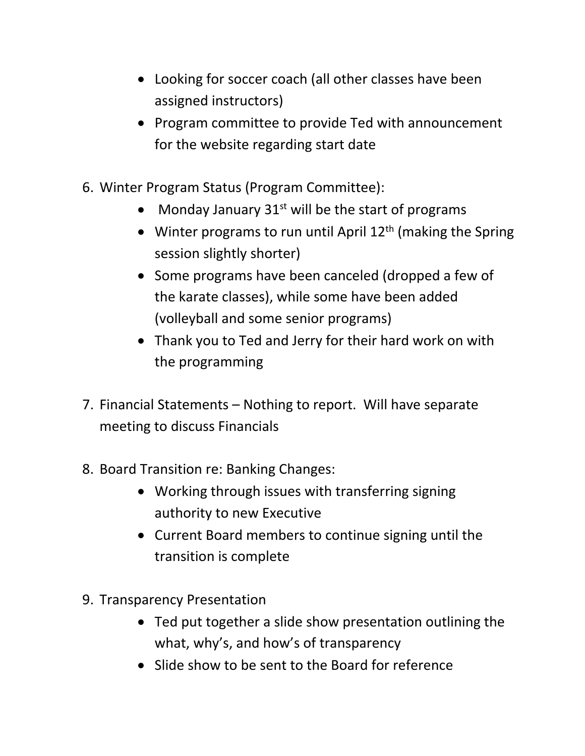- Looking for soccer coach (all other classes have been assigned instructors)
- Program committee to provide Ted with announcement for the website regarding start date

6. Winter Program Status (Program Committee):
    - Monday January 31st will be the start of programs
    - Winter programs to run until April 12th (making the Spring session slightly shorter)
    - Some programs have been canceled (dropped a few of the karate classes), while some have been added (volleyball and some senior programs)
    - Thank you to Ted and Jerry for their hard work on with the programming

7. Financial Statements – Nothing to report. Will have separate meeting to discuss Financials

8. Board Transition re: Banking Changes:
    - Working through issues with transferring signing authority to new Executive
    - Current Board members to continue signing until the transition is complete

9. Transparency Presentation
    - Ted put together a slide show presentation outlining the what, why's, and how's of transparency
    - Slide show to be sent to the Board for reference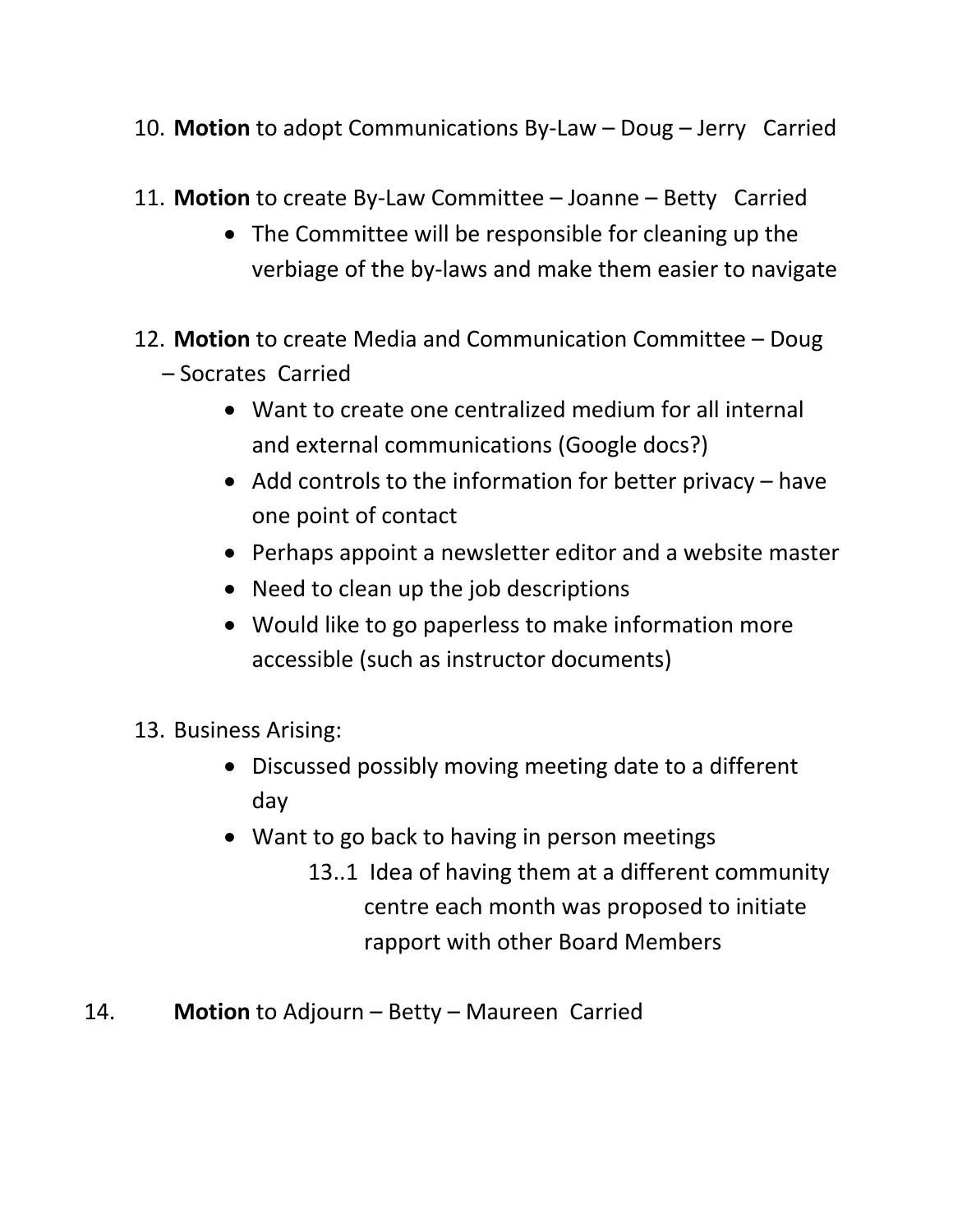10. **Motion** to adopt Communications By-Law – Doug – Jerry   Carried

11. **Motion** to create By-Law Committee – Joanne – Betty   Carried
    - The Committee will be responsible for cleaning up the verbiage of the by-laws and make them easier to navigate

12. **Motion** to create Media and Communication Committee – Doug – Socrates  Carried
    - Want to create one centralized medium for all internal and external communications (Google docs?)
    - Add controls to the information for better privacy – have one point of contact
    - Perhaps appoint a newsletter editor and a website master
    - Need to clean up the job descriptions
    - Would like to go paperless to make information more accessible (such as instructor documents)

13. Business Arising:
    - Discussed possibly moving meeting date to a different day
    - Want to go back to having in person meetings

      13..1 Idea of having them at a different community centre each month was proposed to initiate rapport with other Board Members

14. **Motion** to Adjourn – Betty – Maureen  Carried